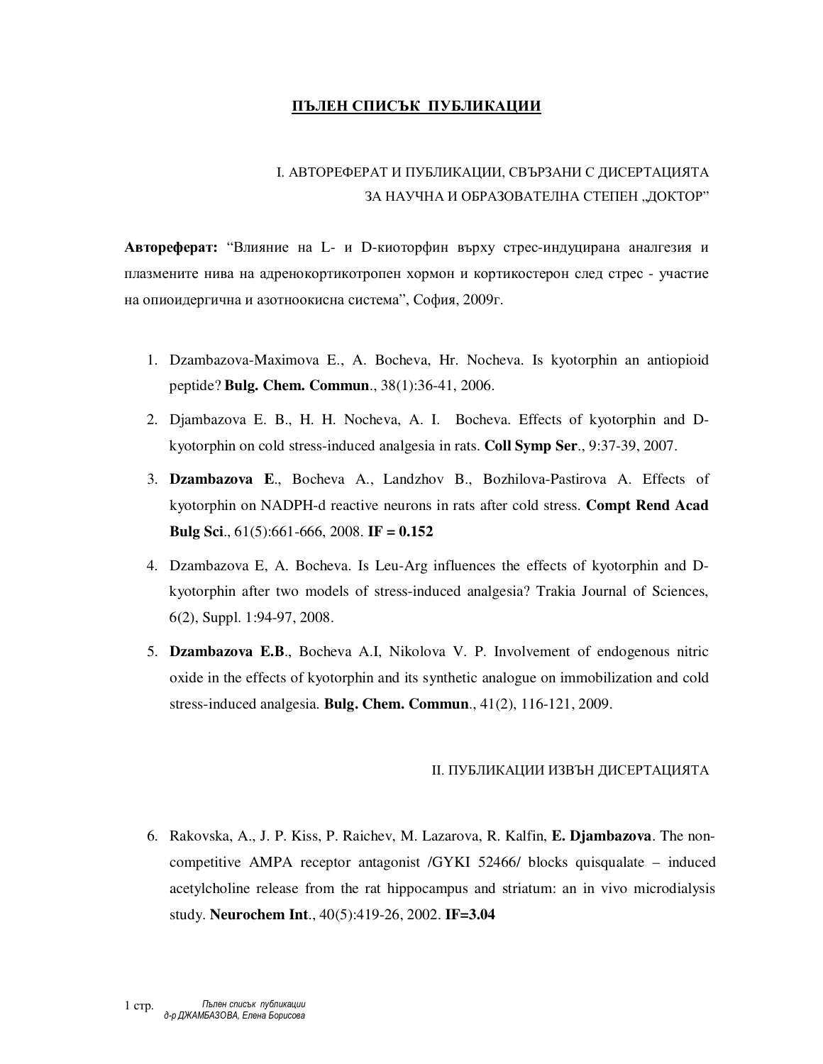# ПЪЛЕН СПИСЪК ПУБЛИКАЦИИ

## I. АВТОРЕФЕРАТ И ПУБЛИКАЦИИ, СВЪРЗАНИ С ДИСЕРТАЦИЯТА ЗА НАУЧНА И ОБРАЗОВАТЕЛНА СТЕПЕН „ДОКТОР"

**Автореферат:** "Влияние на L- и D-киоторфин върху стрес-индуцирана аналгезия и плазмените нива на адренокортикотропен хормон и кортикостерон след стрес - участие на опиоидергична и азотноокисна система", София, 2009г.

1. Dzambazova-Maximova E., A. Bocheva, Hr. Nocheva. Is kyotorphin an antiopioid peptide? **Bulg. Chem. Commun**., 38(1):36-41, 2006.
2. Djambazova E. B., H. H. Nocheva, A. I. Bocheva. Effects of kyotorphin and D-kyotorphin on cold stress-induced analgesia in rats. **Coll Symp Ser**., 9:37-39, 2007.
3. **Dzambazova E**., Bocheva A., Landzhov B., Bozhilova-Pastirova A. Effects of kyotorphin on NADPH-d reactive neurons in rats after cold stress. **Compt Rend Acad Bulg Sci**., 61(5):661-666, 2008. **IF = 0.152**
4. Dzambazova E, A. Bocheva. Is Leu-Arg influences the effects of kyotorphin and D-kyotorphin after two models of stress-induced analgesia? Trakia Journal of Sciences, 6(2), Suppl. 1:94-97, 2008.
5. **Dzambazova E.B**., Bocheva A.I, Nikolova V. P. Involvement of endogenous nitric oxide in the effects of kyotorphin and its synthetic analogue on immobilization and cold stress-induced analgesia. **Bulg. Chem. Commun**., 41(2), 116-121, 2009.

## II. ПУБЛИКАЦИИ ИЗВЪН ДИСЕРТАЦИЯТА

6. Rakovska, A., J. P. Kiss, P. Raichev, M. Lazarova, R. Kalfin, **E. Djambazova**. The non-competitive AMPA receptor antagonist /GYKI 52466/ blocks quisqualate – induced acetylcholine release from the rat hippocampus and striatum: an in vivo microdialysis study. **Neurochem Int**., 40(5):419-26, 2002. **IF=3.04**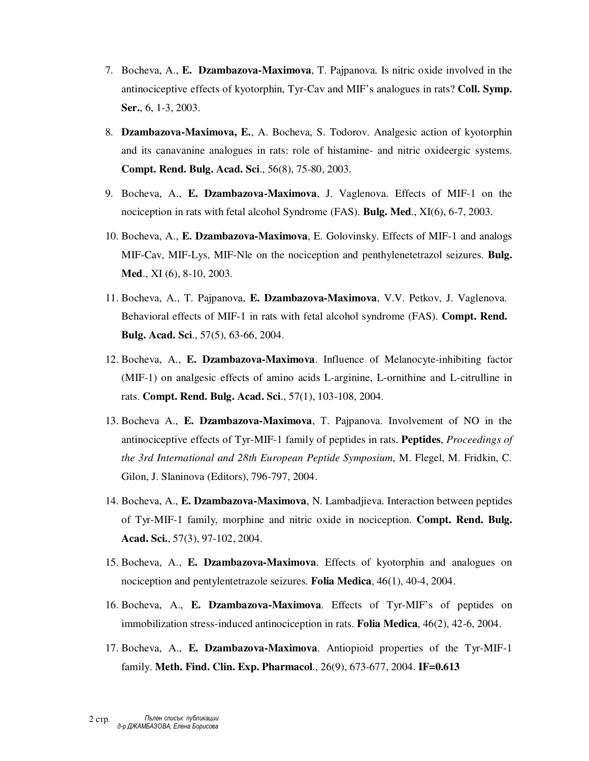7. Bocheva, A., **E. Dzambazova-Maximova**, T. Pajpanova. Is nitric oxide involved in the antinociceptive effects of kyotorphin, Tyr-Cav and MIF's analogues in rats? **Coll. Symp. Ser.**, 6, 1-3, 2003.

8. **Dzambazova-Maximova, E.**, A. Bocheva, S. Todorov. Analgesic action of kyotorphin and its canavanine analogues in rats: role of histamine- and nitric oxideergic systems. **Compt. Rend. Bulg. Acad. Sci**., 56(8), 75-80, 2003.

9. Bocheva, A., **E. Dzambazova-Maximova**, J. Vaglenova. Effects of MIF-1 on the nociception in rats with fetal alcohol Syndrome (FAS). **Bulg. Med**., XI(6), 6-7, 2003.

10. Bocheva, A., **E. Dzambazova-Maximova**, E. Golovinsky. Effects of MIF-1 and analogs MIF-Cav, MIF-Lys, MIF-Nle on the nociception and penthylenetetrazol seizures. **Bulg. Med**., XI (6), 8-10, 2003.

11. Bocheva, A., T. Pajpanova, **E. Dzambazova-Maximova**, V.V. Petkov, J. Vaglenova. Behavioral effects of MIF-1 in rats with fetal alcohol syndrome (FAS). **Compt. Rend. Bulg. Acad. Sci**., 57(5), 63-66, 2004.

12. Bocheva, A., **E. Dzambazova-Maximova**. Influence of Melanocyte-inhibiting factor (MIF-1) on analgesic effects of amino acids L-arginine, L-ornithine and L-citrulline in rats. **Compt. Rend. Bulg. Acad. Sci**., 57(1), 103-108, 2004.

13. Bocheva A., **E. Dzambazova-Maximova**, T. Pajpanova. Involvement of NO in the antinociceptive effects of Tyr-MIF-1 family of peptides in rats. **Peptides**, *Proceedings of the 3rd International and 28th European Peptide Symposium*, M. Flegel, M. Fridkin, C. Gilon, J. Slaninova (Editors), 796-797, 2004.

14. Bocheva, A., **E. Dzambazova-Maximova**, N. Lambadjieva. Interaction between peptides of Tyr-MIF-1 family, morphine and nitric oxide in nociception. **Compt. Rend. Bulg. Acad. Sci.**, 57(3), 97-102, 2004.

15. Bocheva, A., **E. Dzambazova-Maximova**. Effects of kyotorphin and analogues on nociception and pentylentetrazole seizures. **Folia Medica**, 46(1), 40-4, 2004.

16. Bocheva, A., **E. Dzambazova-Maximova**. Effects of Tyr-MIF's of peptides on immobilization stress-induced antinociception in rats. **Folia Medica**, 46(2), 42-6, 2004.

17. Bocheva, A., **E. Dzambazova-Maximova**. Antiopioid properties of the Tyr-MIF-1 family. **Meth. Find. Clin. Exp. Pharmacol**., 26(9), 673-677, 2004. **IF=0.613**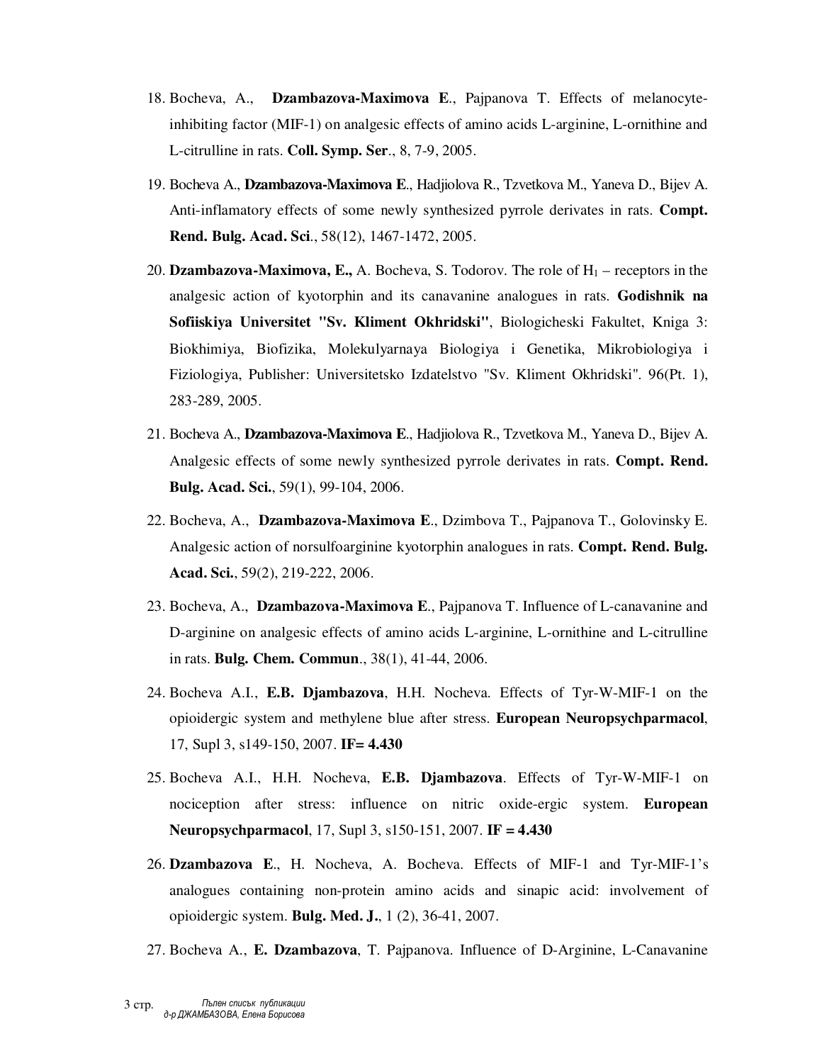18. Bocheva, A., **Dzambazova-Maximova E**., Pajpanova T. Effects of melanocyte-inhibiting factor (MIF-1) on analgesic effects of amino acids L-arginine, L-ornithine and L-citrulline in rats. **Coll. Symp. Ser**., 8, 7-9, 2005.

19. Bocheva A., **Dzambazova-Maximova E**., Hadjiolova R., Tzvetkova M., Yaneva D., Bijev A. Anti-inflamatory effects of some newly synthesized pyrrole derivates in rats. **Compt. Rend. Bulg. Acad. Sci**., 58(12), 1467-1472, 2005.

20. **Dzambazova-Maximova, E.,** A. Bocheva, S. Todorov. The role of $H_1$ – receptors in the analgesic action of kyotorphin and its canavanine analogues in rats. **Godishnik na Sofiiskiya Universitet "Sv. Kliment Okhridski"**, Biologicheski Fakultet, Kniga 3: Biokhimiya, Biofizika, Molekulyarnaya Biologiya i Genetika, Mikrobiologiya i Fiziologiya, Publisher: Universitetsko Izdatelstvo "Sv. Kliment Okhridski". 96(Pt. 1), 283-289, 2005.

21. Bocheva A., **Dzambazova-Maximova E**., Hadjiolova R., Tzvetkova M., Yaneva D., Bijev A. Analgesic effects of some newly synthesized pyrrole derivates in rats. **Compt. Rend. Bulg. Acad. Sci.**, 59(1), 99-104, 2006.

22. Bocheva, A., **Dzambazova-Maximova E**., Dzimbova T., Pajpanova T., Golovinsky E. Analgesic action of norsulfoarginine kyotorphin analogues in rats. **Compt. Rend. Bulg. Acad. Sci.**, 59(2), 219-222, 2006.

23. Bocheva, A., **Dzambazova-Maximova E**., Pajpanova T. Influence of L-canavanine and D-arginine on analgesic effects of amino acids L-arginine, L-ornithine and L-citrulline in rats. **Bulg. Chem. Commun**., 38(1), 41-44, 2006.

24. Bocheva A.I., **E.B. Djambazova**, H.H. Nocheva. Effects of Tyr-W-MIF-1 on the opioidergic system and methylene blue after stress. **European Neuropsychparmacol**, 17, Supl 3, s149-150, 2007. **IF= 4.430**

25. Bocheva A.I., H.H. Nocheva, **E.B. Djambazova**. Effects of Tyr-W-MIF-1 on nociception after stress: influence on nitric oxide-ergic system. **European Neuropsychparmacol**, 17, Supl 3, s150-151, 2007. **IF = 4.430**

26. **Dzambazova E**., H. Nocheva, A. Bocheva. Effects of MIF-1 and Tyr-MIF-1's analogues containing non-protein amino acids and sinapic acid: involvement of opioidergic system. **Bulg. Med. J.**, 1 (2), 36-41, 2007.

27. Bocheva A., **E. Dzambazova**, T. Pajpanova. Influence of D-Arginine, L-Canavanine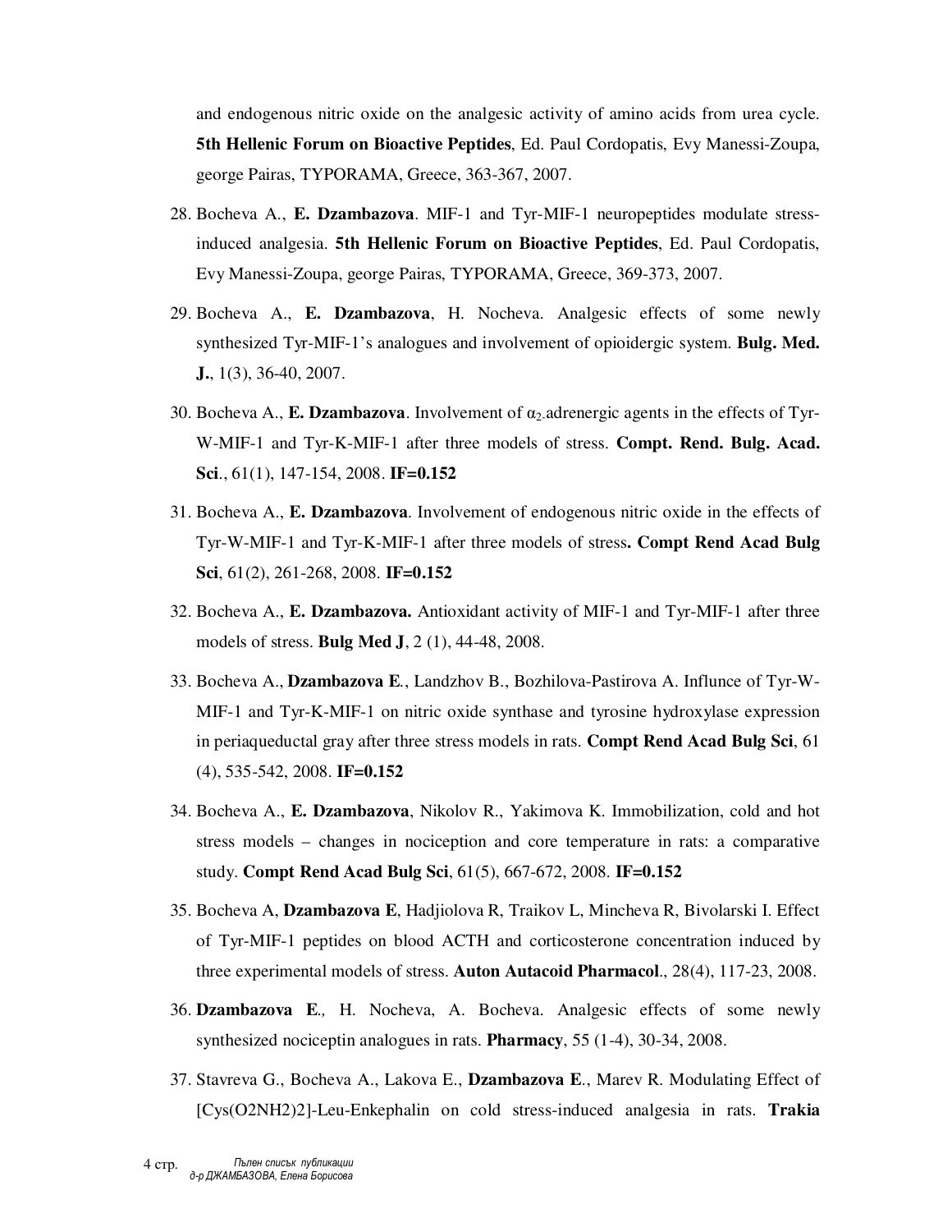and endogenous nitric oxide on the analgesic activity of amino acids from urea cycle. **5th Hellenic Forum on Bioactive Peptides**, Ed. Paul Cordopatis, Evy Manessi-Zoupa, george Pairas, TYPORAMA, Greece, 363-367, 2007.

28. Bocheva A., **E. Dzambazova**. MIF-1 and Tyr-MIF-1 neuropeptides modulate stress-induced analgesia. **5th Hellenic Forum on Bioactive Peptides**, Ed. Paul Cordopatis, Evy Manessi-Zoupa, george Pairas, TYPORAMA, Greece, 369-373, 2007.

29. Bocheva A., **E. Dzambazova**, H. Nocheva. Analgesic effects of some newly synthesized Tyr-MIF-1's analogues and involvement of opioidergic system. **Bulg. Med. J.**, 1(3), 36-40, 2007.

30. Bocheva A., **E. Dzambazova**. Involvement of $\alpha_2$-adrenergic agents in the effects of Tyr-W-MIF-1 and Tyr-K-MIF-1 after three models of stress. **Compt. Rend. Bulg. Acad. Sci**., 61(1), 147-154, 2008. **IF=0.152**

31. Bocheva A., **E. Dzambazova**. Involvement of endogenous nitric oxide in the effects of Tyr-W-MIF-1 and Tyr-K-MIF-1 after three models of stress**. Compt Rend Acad Bulg Sci**, 61(2), 261-268, 2008. **IF=0.152**

32. Bocheva A., **E. Dzambazova.** Antioxidant activity of MIF-1 and Tyr-MIF-1 after three models of stress. **Bulg Med J**, 2 (1), 44-48, 2008.

33. Bocheva A., **Dzambazova E**., Landzhov B., Bozhilova-Pastirova A. Influnce of Tyr-W-MIF-1 and Tyr-K-MIF-1 on nitric oxide synthase and tyrosine hydroxylase expression in periaqueductal gray after three stress models in rats. **Compt Rend Acad Bulg Sci**, 61 (4), 535-542, 2008. **IF=0.152**

34. Bocheva A., **E. Dzambazova**, Nikolov R., Yakimova K. Immobilization, cold and hot stress models – changes in nociception and core temperature in rats: a comparative study. **Compt Rend Acad Bulg Sci**, 61(5), 667-672, 2008. **IF=0.152**

35. Bocheva A, **Dzambazova E**, Hadjiolova R, Traikov L, Mincheva R, Bivolarski I. Effect of Tyr-MIF-1 peptides on blood ACTH and corticosterone concentration induced by three experimental models of stress. **Auton Autacoid Pharmacol**., 28(4), 117-23, 2008.

36. **Dzambazova E**., H. Nocheva, A. Bocheva. Analgesic effects of some newly synthesized nociceptin analogues in rats. **Pharmacy**, 55 (1-4), 30-34, 2008.

37. Stavreva G., Bocheva A., Lakova E., **Dzambazova E**., Marev R. Modulating Effect of [Cys(O2NH2)2]-Leu-Enkephalin on cold stress-induced analgesia in rats. **Trakia**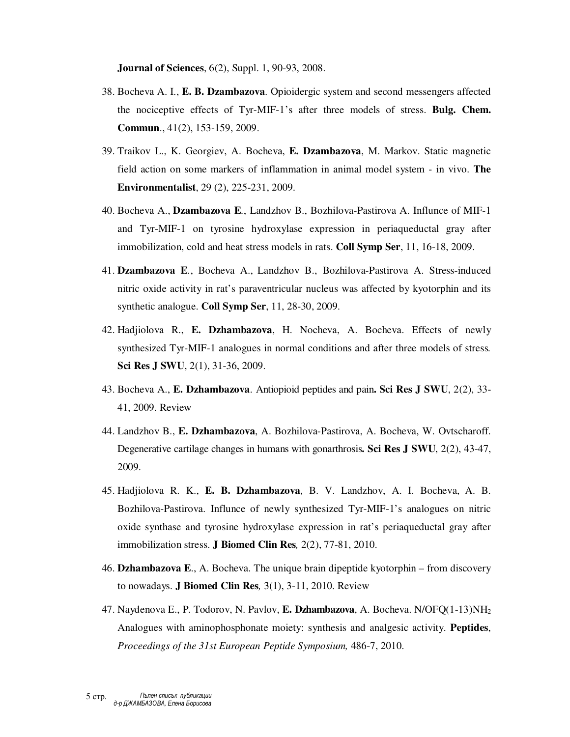**Journal of Sciences**, 6(2), Suppl. 1, 90-93, 2008.

38. Bocheva A. I., **E. B. Dzambazova**. Opioidergic system and second messengers affected the nociceptive effects of Tyr-MIF-1's after three models of stress. **Bulg. Chem. Commun**., 41(2), 153-159, 2009.

39. Traikov L., K. Georgiev, A. Bocheva, **E. Dzambazova**, M. Markov. Static magnetic field action on some markers of inflammation in animal model system - in vivo. **The Environmentalist**, 29 (2), 225-231, 2009.

40. Bocheva A., **Dzambazova E**., Landzhov B., Bozhilova-Pastirova A. Influnce of MIF-1 and Tyr-MIF-1 on tyrosine hydroxylase expression in periaqueductal gray after immobilization, cold and heat stress models in rats. **Coll Symp Ser**, 11, 16-18, 2009.

41. **Dzambazova E**., Bocheva A., Landzhov B., Bozhilova-Pastirova A. Stress-induced nitric oxide activity in rat's paraventricular nucleus was affected by kyotorphin and its synthetic analogue. **Coll Symp Ser**, 11, 28-30, 2009.

42. Hadjiolova R., **E. Dzhambazova**, H. Nocheva, A. Bocheva. Effects of newly synthesized Tyr-MIF-1 analogues in normal conditions and after three models of stress. **Sci Res J SWU**, 2(1), 31-36, 2009.

43. Bocheva A., **E. Dzhambazova**. Antiopioid peptides and pain**. Sci Res J SWU**, 2(2), 33-41, 2009. Review

44. Landzhov B., **E. Dzhambazova**, A. Bozhilova-Pastirova, A. Bocheva, W. Ovtscharoff. Degenerative cartilage changes in humans with gonarthrosis**. Sci Res J SWU**, 2(2), 43-47, 2009.

45. Hadjiolova R. K., **E. B. Dzhambazova**, B. V. Landzhov, A. I. Bocheva, A. B. Bozhilova-Pastirova. Influnce of newly synthesized Tyr-MIF-1's analogues on nitric oxide synthase and tyrosine hydroxylase expression in rat's periaqueductal gray after immobilization stress. **J Biomed Clin Res***,* 2(2), 77-81, 2010.

46. **Dzhambazova E**., A. Bocheva. The unique brain dipeptide kyotorphin – from discovery to nowadays. **J Biomed Clin Res***,* 3(1), 3-11, 2010. Review

47. Naydenova E., P. Todorov, N. Pavlov, **E. Dzhambazova**, A. Bocheva. N/OFQ(1-13)$NH_2$ Analogues with aminophosphonate moiety: synthesis and analgesic activity. **Peptides**, *Proceedings of the 31st European Peptide Symposium,* 486-7, 2010.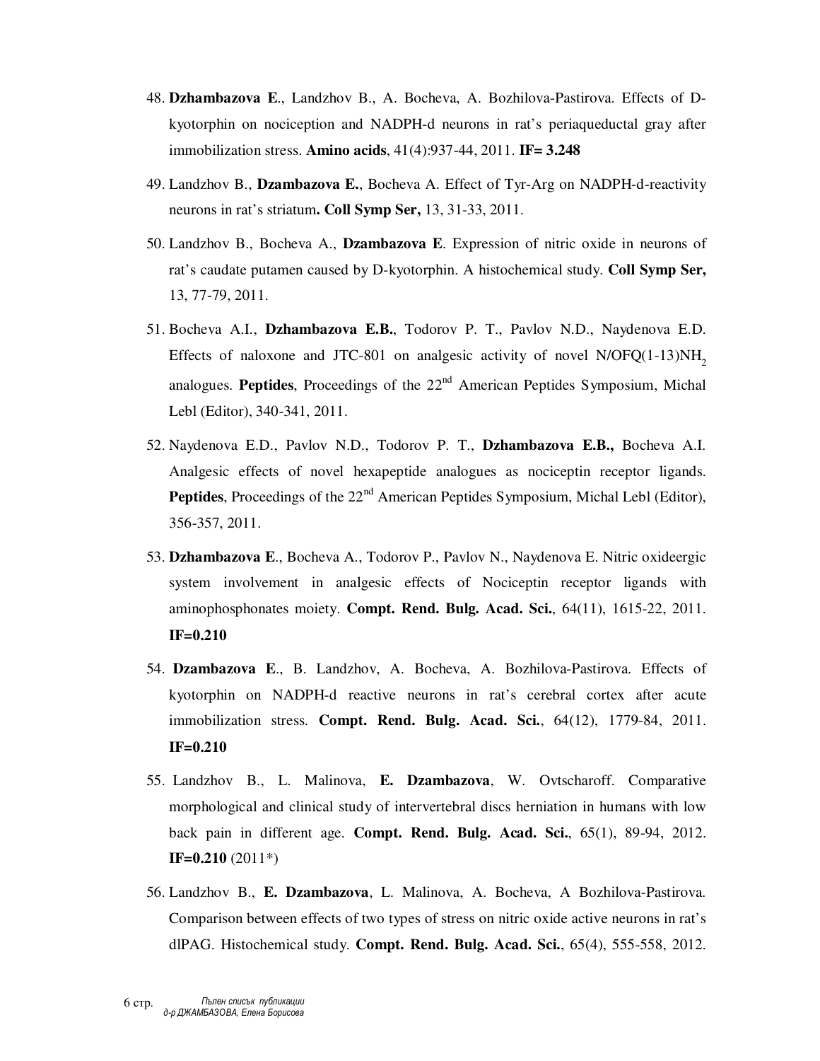48. **Dzhambazova E**., Landzhov B., A. Bocheva, A. Bozhilova-Pastirova. Effects of D-kyotorphin on nociception and NADPH-d neurons in rat's periaqueductal gray after immobilization stress. **Amino acids**, 41(4):937-44, 2011. **IF= 3.248**

49. Landzhov B., **Dzambazova E.**, Bocheva A. Effect of Tyr-Arg on NADPH-d-reactivity neurons in rat's striatum**. Coll Symp Ser,** 13, 31-33, 2011.

50. Landzhov B., Bocheva A., **Dzambazova E**. Expression of nitric oxide in neurons of rat's caudate putamen caused by D-kyotorphin. A histochemical study. **Coll Symp Ser,** 13, 77-79, 2011.

51. Bocheva A.I., **Dzhambazova E.B.**, Todorov P. T., Pavlov N.D., Naydenova E.D. Effects of naloxone and JTC-801 on analgesic activity of novel N/OFQ(1-13)$NH_2$ analogues. **Peptides**, Proceedings of the 22nd American Peptides Symposium, Michal Lebl (Editor), 340-341, 2011.

52. Naydenova E.D., Pavlov N.D., Todorov P. T., **Dzhambazova E.B.,** Bocheva A.I. Analgesic effects of novel hexapeptide analogues as nociceptin receptor ligands. **Peptides**, Proceedings of the 22nd American Peptides Symposium, Michal Lebl (Editor), 356-357, 2011.

53. **Dzhambazova E**., Bocheva A., Todorov P., Pavlov N., Naydenova E. Nitric oxideergic system involvement in analgesic effects of Nociceptin receptor ligands with aminophosphonates moiety. **Compt. Rend. Bulg. Acad. Sci.**, 64(11), 1615-22, 2011. **IF=0.210**

54. **Dzambazova E**., B. Landzhov, A. Bocheva, A. Bozhilova-Pastirova. Effects of kyotorphin on NADPH-d reactive neurons in rat's cerebral cortex after acute immobilization stress. **Compt. Rend. Bulg. Acad. Sci.**, 64(12), 1779-84, 2011. **IF=0.210**

55. Landzhov B., L. Malinova, **E. Dzambazova**, W. Ovtscharoff. Comparative morphological and clinical study of intervertebral discs herniation in humans with low back pain in different age. **Compt. Rend. Bulg. Acad. Sci.**, 65(1), 89-94, 2012. **IF=0.210** (2011*)

56. Landzhov B., **E. Dzambazova**, L. Malinova, A. Bocheva, A Bozhilova-Pastirova. Comparison between effects of two types of stress on nitric oxide active neurons in rat's dlPAG. Histochemical study. **Compt. Rend. Bulg. Acad. Sci.**, 65(4), 555-558, 2012.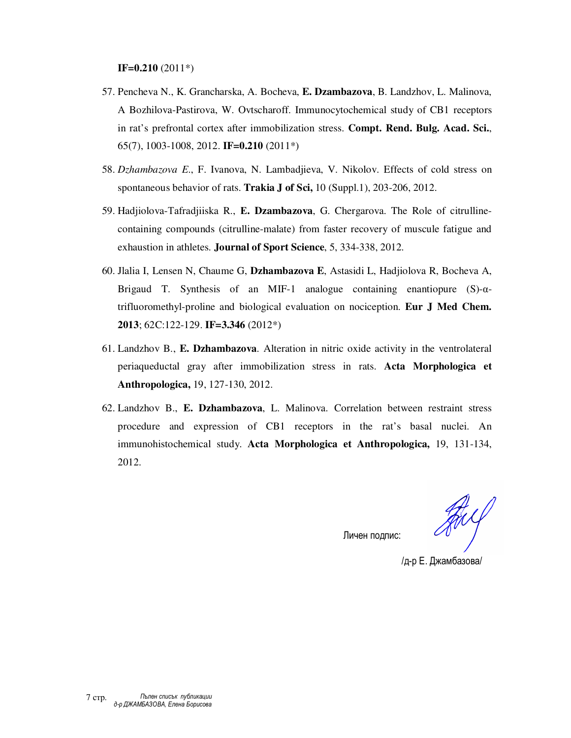**IF=0.210** (2011*)

57. Pencheva N., K. Grancharska, A. Bocheva, **E. Dzambazova**, B. Landzhov, L. Malinova, A Bozhilova-Pastirova, W. Ovtscharoff. Immunocytochemical study of CB1 receptors in rat's prefrontal cortex after immobilization stress. **Compt. Rend. Bulg. Acad. Sci.**, 65(7), 1003-1008, 2012. **IF=0.210** (2011*)

58. *Dzhambazova E*., F. Ivanova, N. Lambadjieva, V. Nikolov. Effects of cold stress on spontaneous behavior of rats. **Trakia J of Sci,** 10 (Suppl.1), 203-206, 2012.

59. Hadjiolova-Tafradjiiska R., **E. Dzambazova**, G. Chergarova. The Role of citrulline-containing compounds (citrulline-malate) from faster recovery of muscule fatigue and exhaustion in athletes. **Journal of Sport Science**, 5, 334-338, 2012.

60. Jlalia I, Lensen N, Chaume G, **Dzhambazova E**, Astasidi L, Hadjiolova R, Bocheva A, Brigaud T. Synthesis of an MIF-1 analogue containing enantiopure (S)-α-trifluoromethyl-proline and biological evaluation on nociception. **Eur J Med Chem. 2013**; 62C:122-129. **IF=3.346** (2012*)

61. Landzhov B., **E. Dzhambazova**. Alteration in nitric oxide activity in the ventrolateral periaqueductal gray after immobilization stress in rats. **Acta Morphologica et Anthropologica,** 19, 127-130, 2012.

62. Landzhov B., **E. Dzhambazova**, L. Malinova. Correlation between restraint stress procedure and expression of CB1 receptors in the rat's basal nuclei. An immunohistochemical study. **Acta Morphologica et Anthropologica,** 19, 131-134, 2012.

Личен подпис:

/д-р Е. Джамбазова/